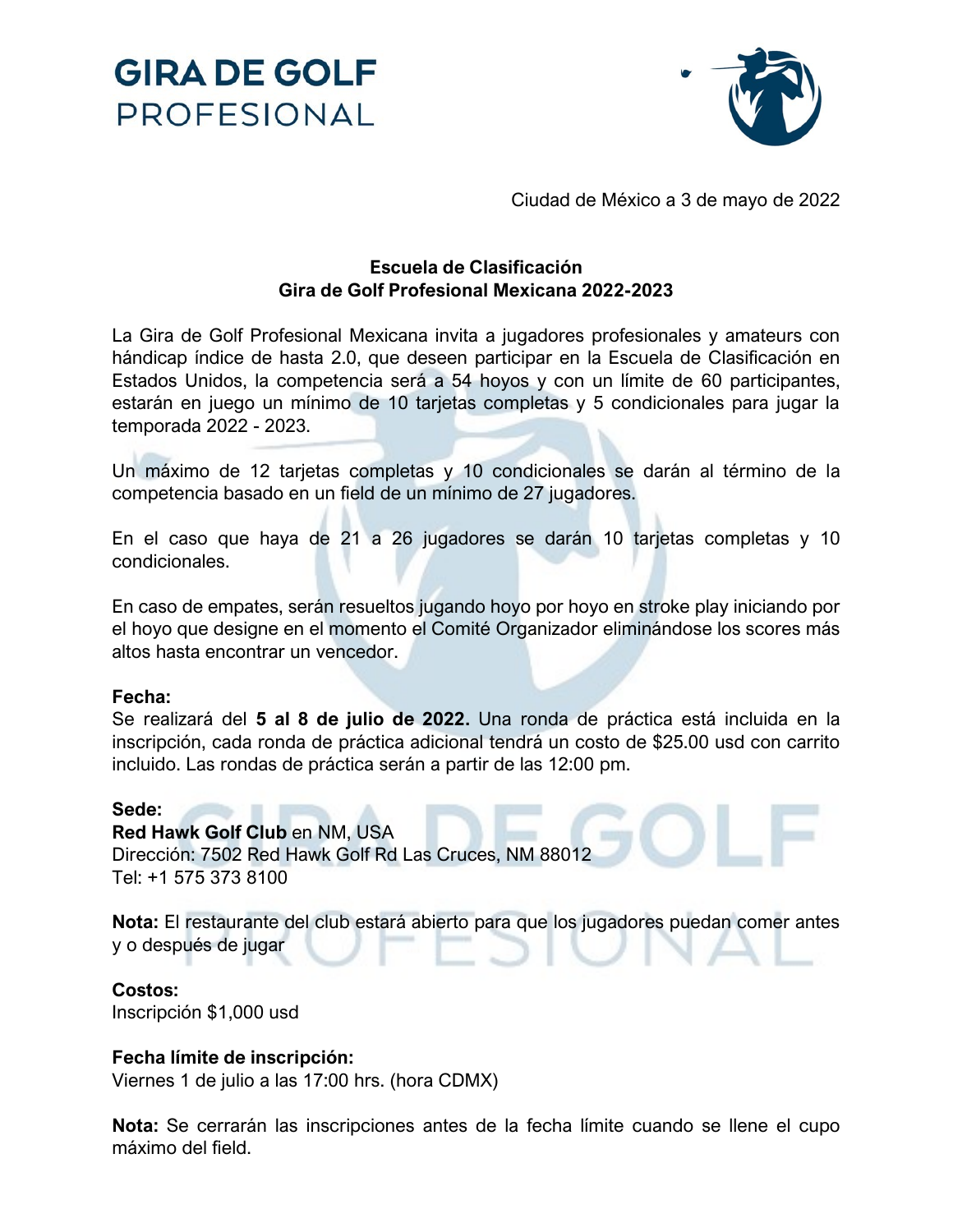# GIRA DE GOLF PROFESIONAL

Ciudad de México a 3 de mayo de 2022

## Escuela de Clasificación
## Gira de Golf Profesional Mexicana 2022-2023

La Gira de Golf Profesional Mexicana invita a jugadores profesionales y amateurs con hándicap índice de hasta 2.0, que deseen participar en la Escuela de Clasificación en Estados Unidos, la competencia será a 54 hoyos y con un límite de 60 participantes, estarán en juego un mínimo de 10 tarjetas completas y 5 condicionales para jugar la temporada 2022 - 2023.

Un máximo de 12 tarjetas completas y 10 condicionales se darán al término de la competencia basado en un field de un mínimo de 27 jugadores.

En el caso que haya de 21 a 26 jugadores se darán 10 tarjetas completas y 10 condicionales.

En caso de empates, serán resueltos jugando hoyo por hoyo en stroke play iniciando por el hoyo que designe en el momento el Comité Organizador eliminándose los scores más altos hasta encontrar un vencedor.

**Fecha:**
Se realizará del **5 al 8 de julio de 2022.** Una ronda de práctica está incluida en la inscripción, cada ronda de práctica adicional tendrá un costo de $25.00 usd con carrito incluido. Las rondas de práctica serán a partir de las 12:00 pm.

**Sede:**
**Red Hawk Golf Club** en NM, USA
Dirección: 7502 Red Hawk Golf Rd Las Cruces, NM 88012
Tel: +1 575 373 8100

**Nota:** El restaurante del club estará abierto para que los jugadores puedan comer antes y o después de jugar

**Costos:**
Inscripción $1,000 usd

**Fecha límite de inscripción:**
Viernes 1 de julio a las 17:00 hrs. (hora CDMX)

**Nota:** Se cerrarán las inscripciones antes de la fecha límite cuando se llene el cupo máximo del field.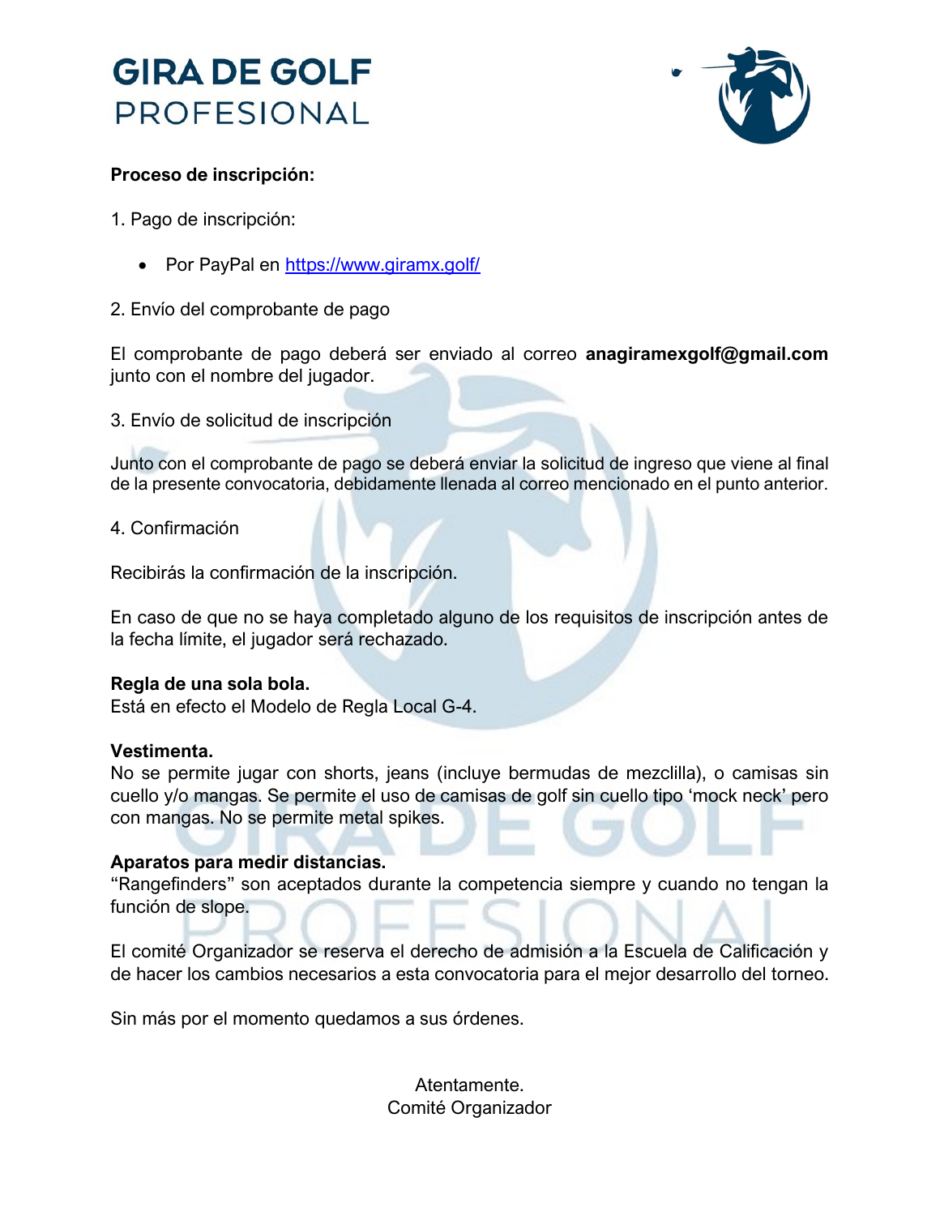# GIRA DE GOLF PROFESIONAL

**Proceso de inscripción:**

1. Pago de inscripción:

- Por PayPal en https://www.giramx.golf/

2. Envío del comprobante de pago

El comprobante de pago deberá ser enviado al correo **anagiramexgolf@gmail.com** junto con el nombre del jugador.

3. Envío de solicitud de inscripción

Junto con el comprobante de pago se deberá enviar la solicitud de ingreso que viene al final de la presente convocatoria, debidamente llenada al correo mencionado en el punto anterior.

4. Confirmación

Recibirás la confirmación de la inscripción.

En caso de que no se haya completado alguno de los requisitos de inscripción antes de la fecha límite, el jugador será rechazado.

**Regla de una sola bola.**
Está en efecto el Modelo de Regla Local G-4.

**Vestimenta.**
No se permite jugar con shorts, jeans (incluye bermudas de mezclilla), o camisas sin cuello y/o mangas. Se permite el uso de camisas de golf sin cuello tipo 'mock neck' pero con mangas. No se permite metal spikes.

**Aparatos para medir distancias.**
"Rangefinders" son aceptados durante la competencia siempre y cuando no tengan la función de slope.

El comité Organizador se reserva el derecho de admisión a la Escuela de Calificación y de hacer los cambios necesarios a esta convocatoria para el mejor desarrollo del torneo.

Sin más por el momento quedamos a sus órdenes.

Atentamente.
Comité Organizador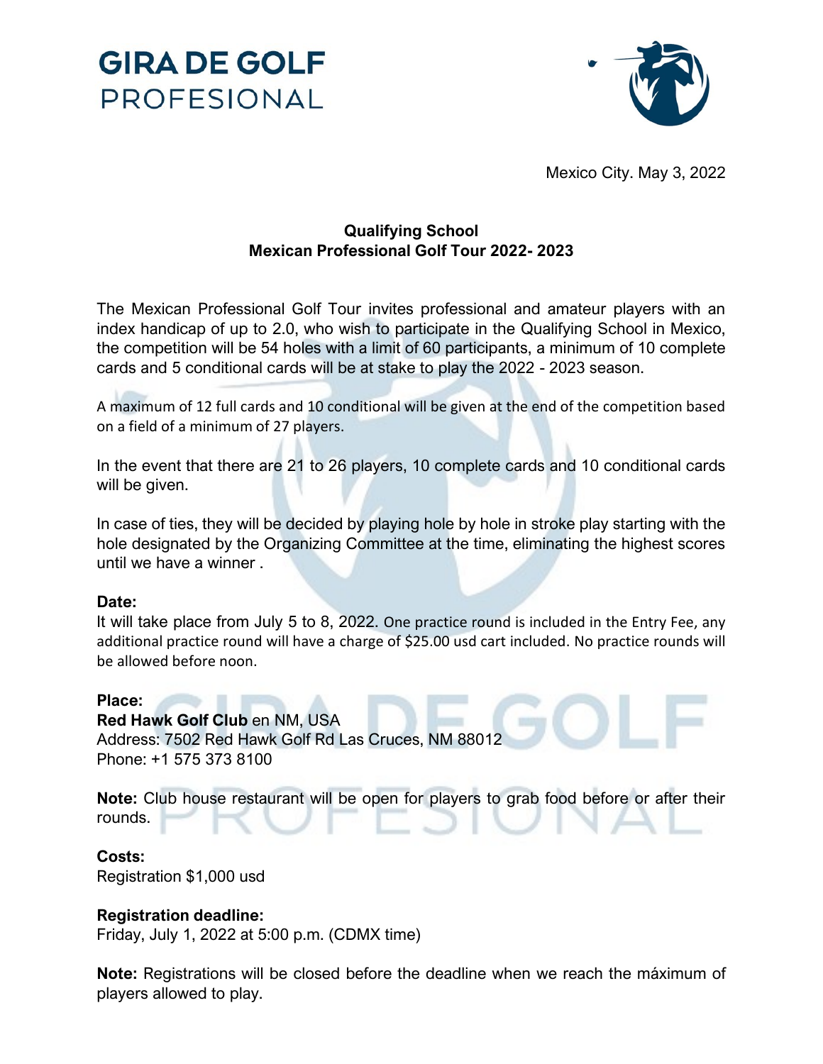# GIRA DE GOLF
PROFESIONAL

Mexico City. May 3, 2022

**Qualifying School**
**Mexican Professional Golf Tour 2022- 2023**

The Mexican Professional Golf Tour invites professional and amateur players with an index handicap of up to 2.0, who wish to participate in the Qualifying School in Mexico, the competition will be 54 holes with a limit of 60 participants, a minimum of 10 complete cards and 5 conditional cards will be at stake to play the 2022 - 2023 season.

A maximum of 12 full cards and 10 conditional will be given at the end of the competition based on a field of a minimum of 27 players.

In the event that there are 21 to 26 players, 10 complete cards and 10 conditional cards will be given.

In case of ties, they will be decided by playing hole by hole in stroke play starting with the hole designated by the Organizing Committee at the time, eliminating the highest scores until we have a winner .

**Date:**
It will take place from July 5 to 8, 2022. One practice round is included in the Entry Fee, any additional practice round will have a charge of $25.00 usd cart included. No practice rounds will be allowed before noon.

**Place:**
**Red Hawk Golf Club** en NM, USA
Address: 7502 Red Hawk Golf Rd Las Cruces, NM 88012
Phone: +1 575 373 8100

**Note:** Club house restaurant will be open for players to grab food before or after their rounds.

**Costs:**
Registration $1,000 usd

**Registration deadline:**
Friday, July 1, 2022 at 5:00 p.m. (CDMX time)

**Note:** Registrations will be closed before the deadline when we reach the máximum of players allowed to play.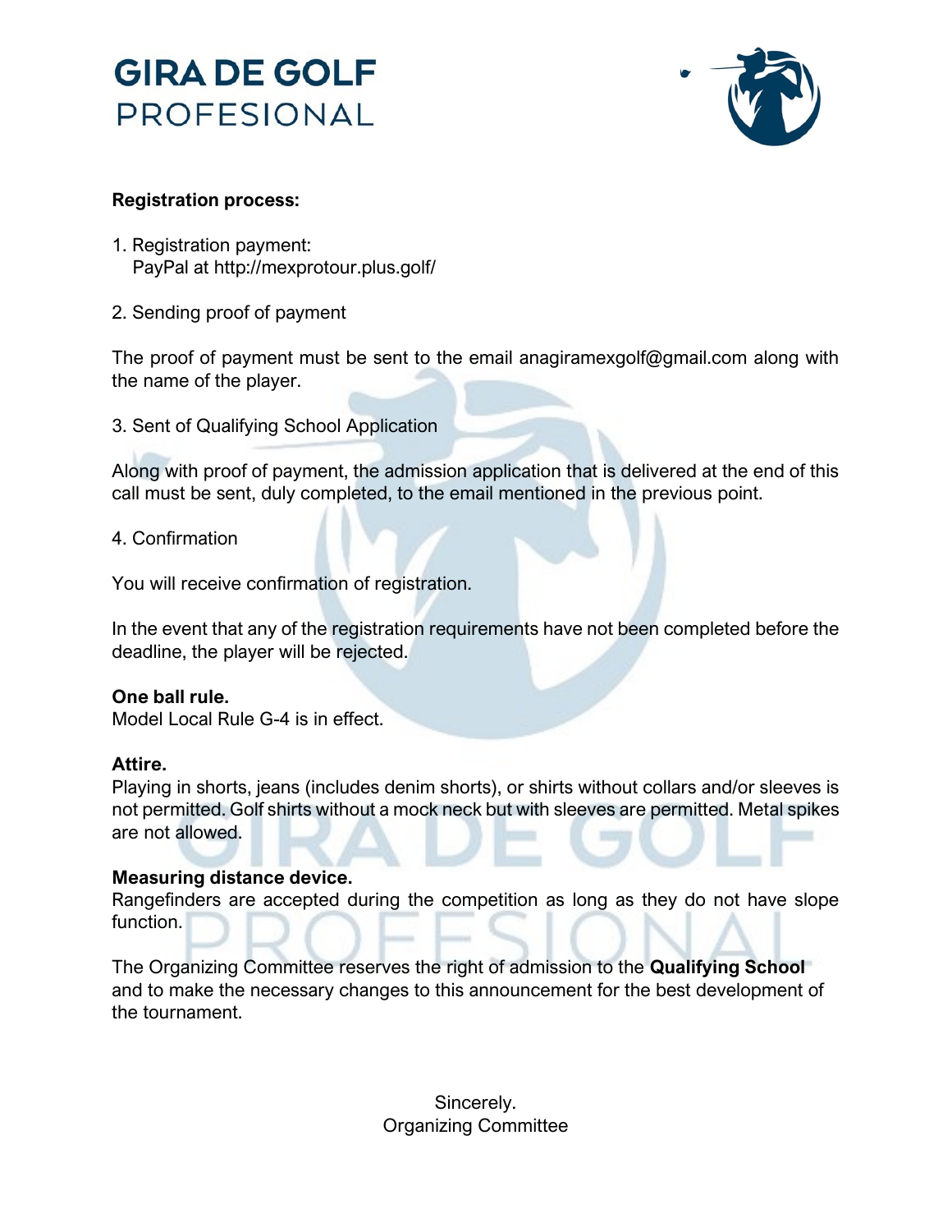**Registration process:**

1. Registration payment:
   PayPal at http://mexprotour.plus.golf/

2. Sending proof of payment

The proof of payment must be sent to the email anagiramexgolf@gmail.com along with the name of the player.

3. Sent of Qualifying School Application

Along with proof of payment, the admission application that is delivered at the end of this call must be sent, duly completed, to the email mentioned in the previous point.

4. Confirmation

You will receive confirmation of registration.

In the event that any of the registration requirements have not been completed before the deadline, the player will be rejected.

**One ball rule.**
Model Local Rule G-4 is in effect.

**Attire.**
Playing in shorts, jeans (includes denim shorts), or shirts without collars and/or sleeves is not permitted. Golf shirts without a mock neck but with sleeves are permitted. Metal spikes are not allowed.

**Measuring distance device.**
Rangefinders are accepted during the competition as long as they do not have slope function.

The Organizing Committee reserves the right of admission to the **Qualifying School** and to make the necessary changes to this announcement for the best development of the tournament.

Sincerely.
Organizing Committee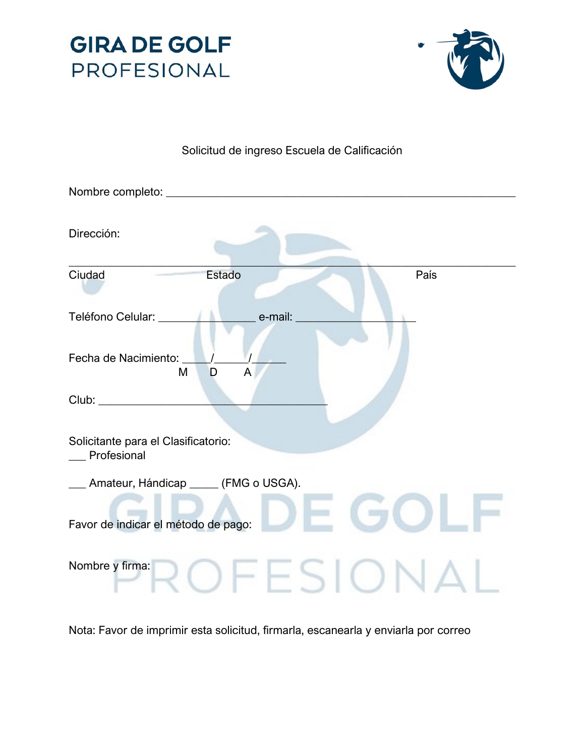# GIRA DE GOLF PROFESIONAL

Solicitud de ingreso Escuela de Calificación

Nombre completo: ___________________________________________________________

Dirección:

_____________________________________________________________________________

Ciudad Estado País

Teléfono Celular: ________________ e-mail: ____________________

Fecha de Nacimiento: _____/______/______
M D A

Club: ________________________________________

Solicitante para el Clasificatorio:

___ Profesional

___ Amateur, Hándicap _____ (FMG o USGA).

Favor de indicar el método de pago:

Nombre y firma:

Nota: Favor de imprimir esta solicitud, firmarla, escanearla y enviarla por correo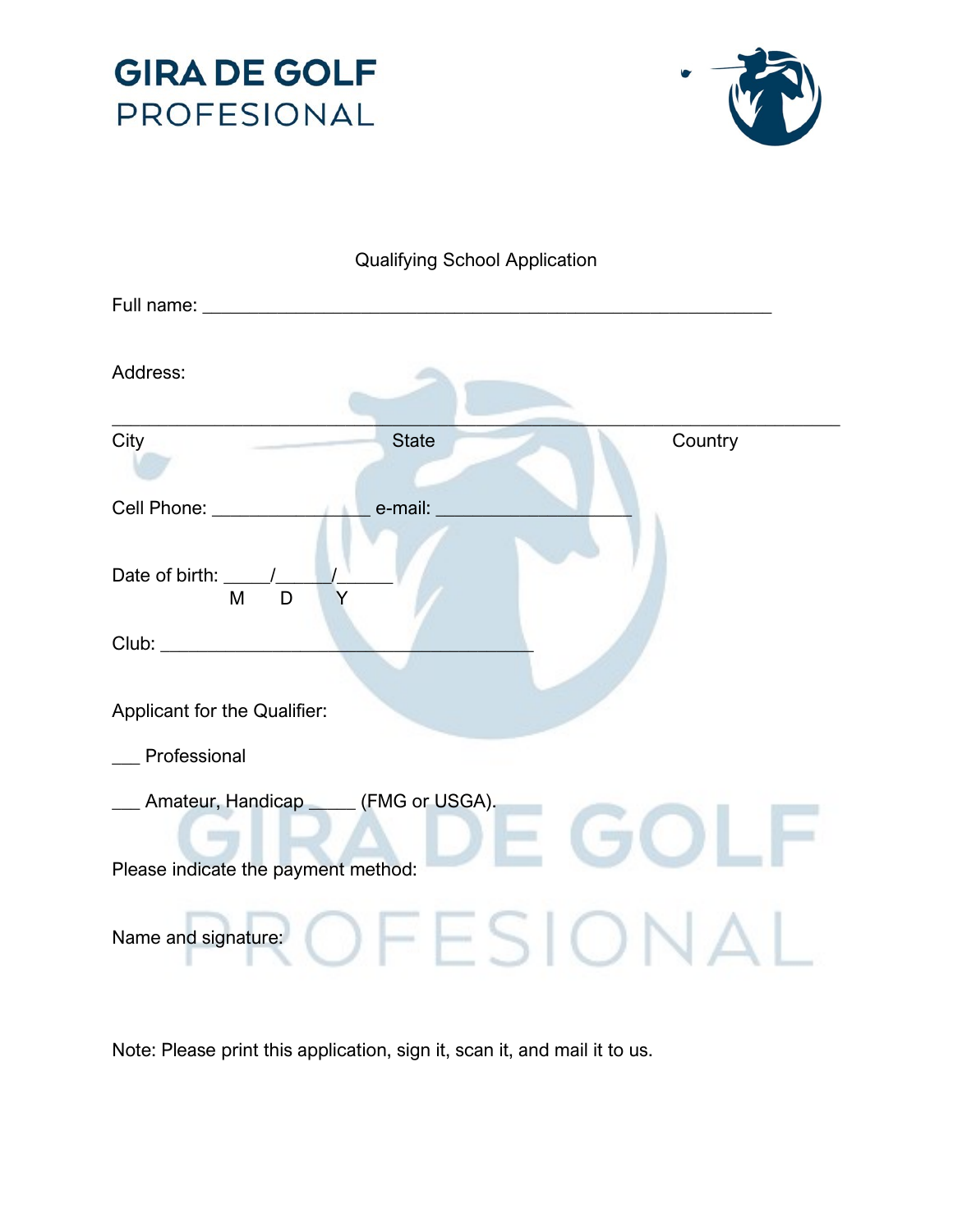# GIRA DE GOLF PROFESIONAL

Qualifying School Application

Full name: _______________________________________________________________

Address:

_______________________________________________________________________________

City State Country

Cell Phone: _________________ e-mail: _____________________

Date of birth: _____/______/______
M D Y

Club: _________________________________________

Applicant for the Qualifier:

___ Professional

___ Amateur, Handicap _____ (FMG or USGA).

Please indicate the payment method:

Name and signature:

Note: Please print this application, sign it, scan it, and mail it to us.